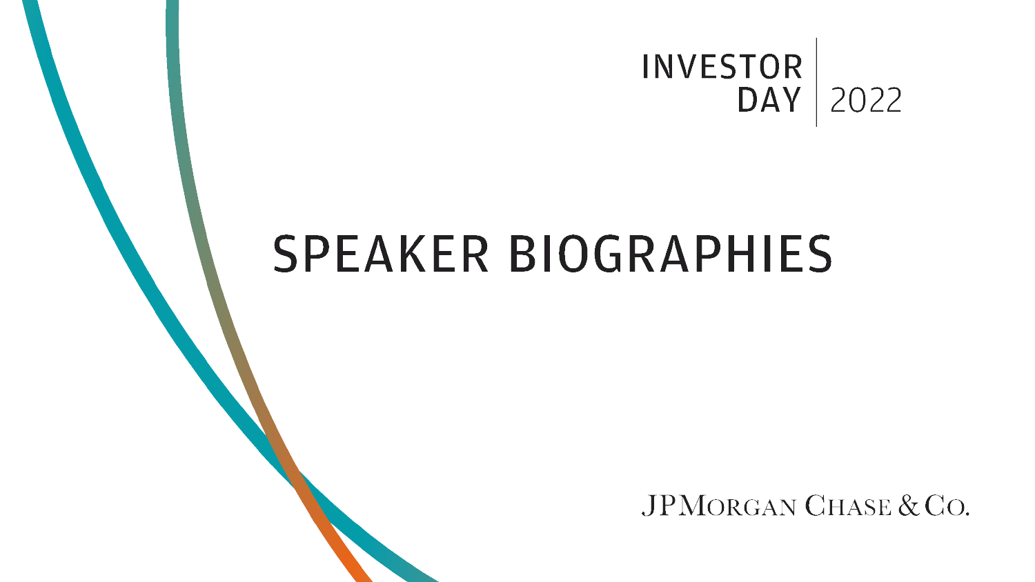INVESTOR DAY | 2022

# SPEAKER BIOGRAPHIES

JPMorgan Chase & Co.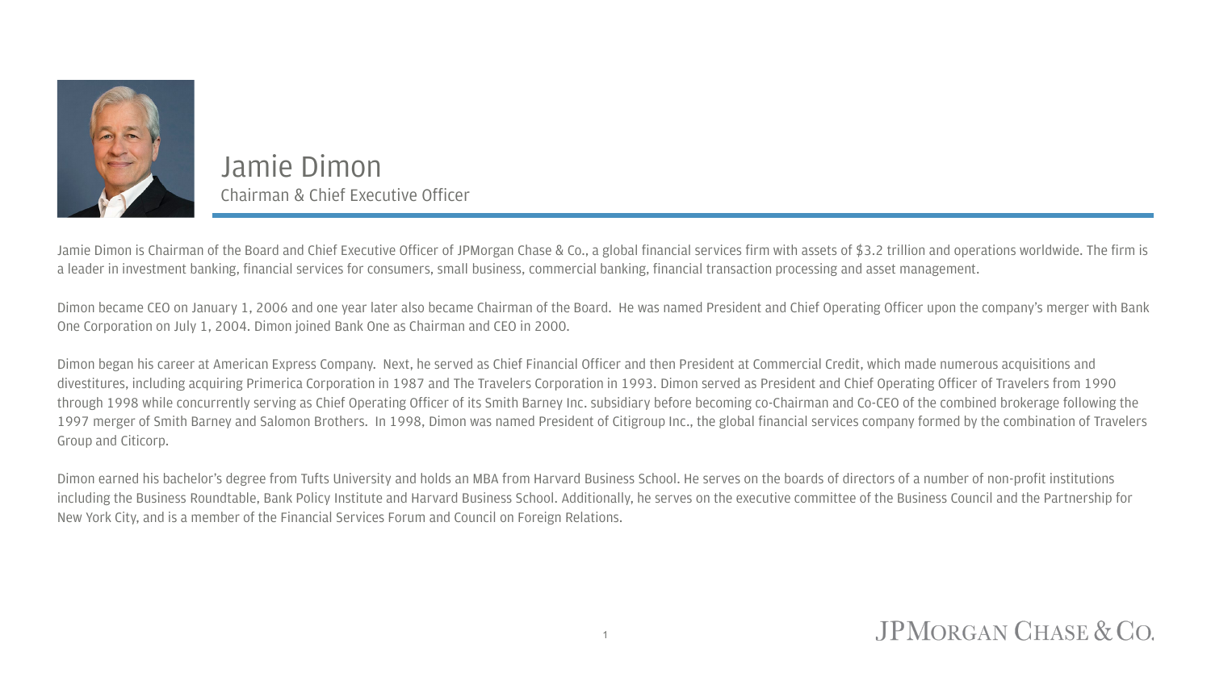# Jamie Dimon

Chairman & Chief Executive Officer

Jamie Dimon is Chairman of the Board and Chief Executive Officer of JPMorgan Chase & Co., a global financial services firm with assets of $3.2 trillion and operations worldwide. The firm is a leader in investment banking, financial services for consumers, small business, commercial banking, financial transaction processing and asset management.

Dimon became CEO on January 1, 2006 and one year later also became Chairman of the Board. He was named President and Chief Operating Officer upon the company's merger with Bank One Corporation on July 1, 2004. Dimon joined Bank One as Chairman and CEO in 2000.

Dimon began his career at American Express Company. Next, he served as Chief Financial Officer and then President at Commercial Credit, which made numerous acquisitions and divestitures, including acquiring Primerica Corporation in 1987 and The Travelers Corporation in 1993. Dimon served as President and Chief Operating Officer of Travelers from 1990 through 1998 while concurrently serving as Chief Operating Officer of its Smith Barney Inc. subsidiary before becoming co-Chairman and Co-CEO of the combined brokerage following the 1997 merger of Smith Barney and Salomon Brothers. In 1998, Dimon was named President of Citigroup Inc., the global financial services company formed by the combination of Travelers Group and Citicorp.

Dimon earned his bachelor's degree from Tufts University and holds an MBA from Harvard Business School. He serves on the boards of directors of a number of non-profit institutions including the Business Roundtable, Bank Policy Institute and Harvard Business School. Additionally, he serves on the executive committee of the Business Council and the Partnership for New York City, and is a member of the Financial Services Forum and Council on Foreign Relations.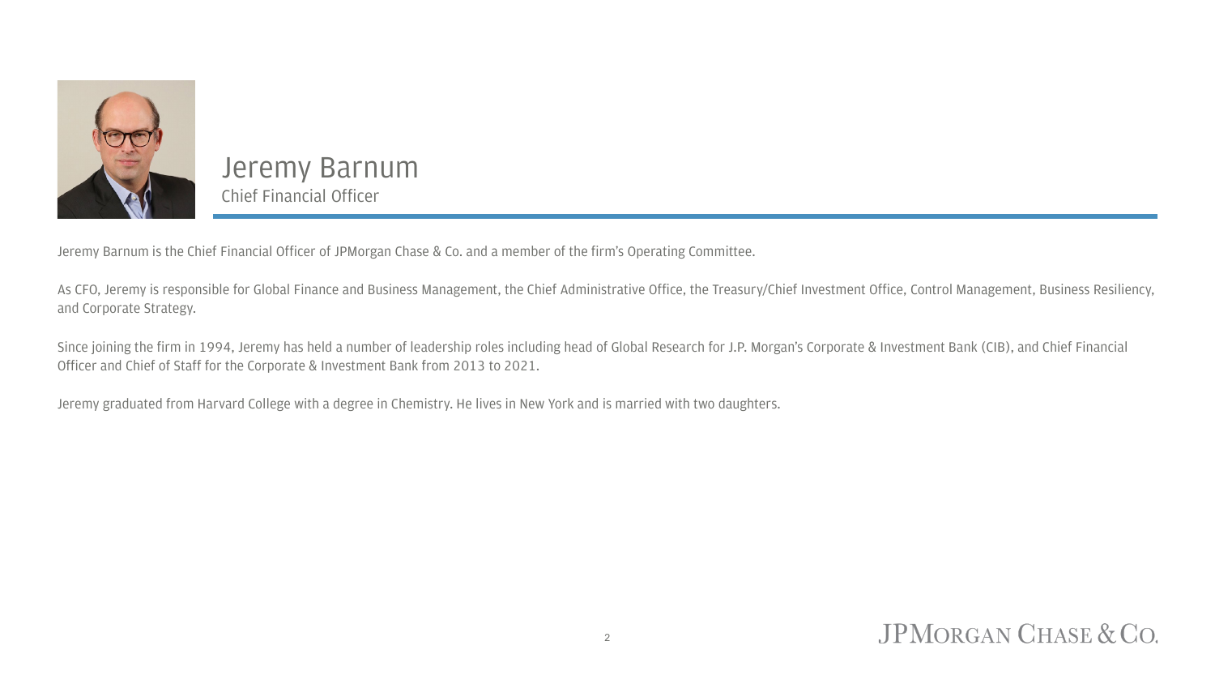# Jeremy Barnum

Chief Financial Officer

Jeremy Barnum is the Chief Financial Officer of JPMorgan Chase & Co. and a member of the firm's Operating Committee.

As CFO, Jeremy is responsible for Global Finance and Business Management, the Chief Administrative Office, the Treasury/Chief Investment Office, Control Management, Business Resiliency, and Corporate Strategy.

Since joining the firm in 1994, Jeremy has held a number of leadership roles including head of Global Research for J.P. Morgan's Corporate & Investment Bank (CIB), and Chief Financial Officer and Chief of Staff for the Corporate & Investment Bank from 2013 to 2021.

Jeremy graduated from Harvard College with a degree in Chemistry. He lives in New York and is married with two daughters.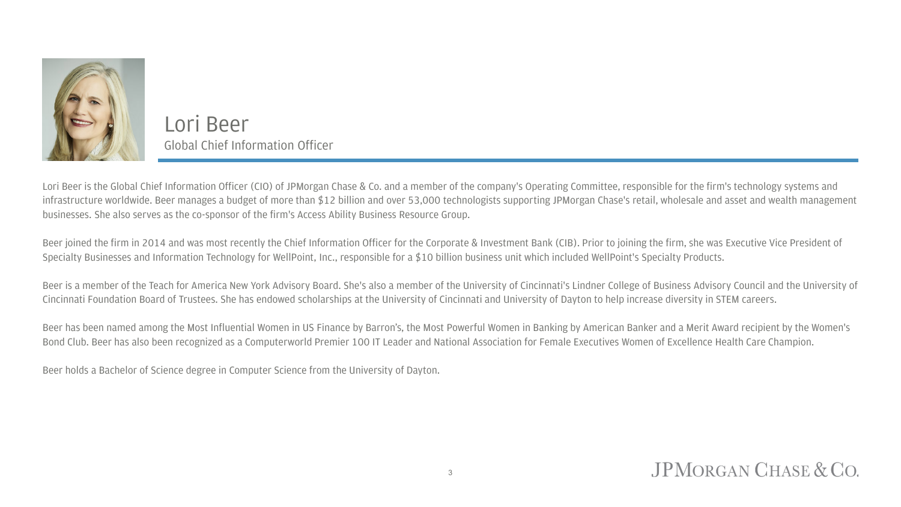# Lori Beer

Global Chief Information Officer

Lori Beer is the Global Chief Information Officer (CIO) of JPMorgan Chase & Co. and a member of the company's Operating Committee, responsible for the firm's technology systems and infrastructure worldwide. Beer manages a budget of more than $12 billion and over 53,000 technologists supporting JPMorgan Chase's retail, wholesale and asset and wealth management businesses. She also serves as the co-sponsor of the firm's Access Ability Business Resource Group.

Beer joined the firm in 2014 and was most recently the Chief Information Officer for the Corporate & Investment Bank (CIB). Prior to joining the firm, she was Executive Vice President of Specialty Businesses and Information Technology for WellPoint, Inc., responsible for a $10 billion business unit which included WellPoint's Specialty Products.

Beer is a member of the Teach for America New York Advisory Board. She's also a member of the University of Cincinnati's Lindner College of Business Advisory Council and the University of Cincinnati Foundation Board of Trustees. She has endowed scholarships at the University of Cincinnati and University of Dayton to help increase diversity in STEM careers.

Beer has been named among the Most Influential Women in US Finance by Barron's, the Most Powerful Women in Banking by American Banker and a Merit Award recipient by the Women's Bond Club. Beer has also been recognized as a Computerworld Premier 100 IT Leader and National Association for Female Executives Women of Excellence Health Care Champion.

Beer holds a Bachelor of Science degree in Computer Science from the University of Dayton.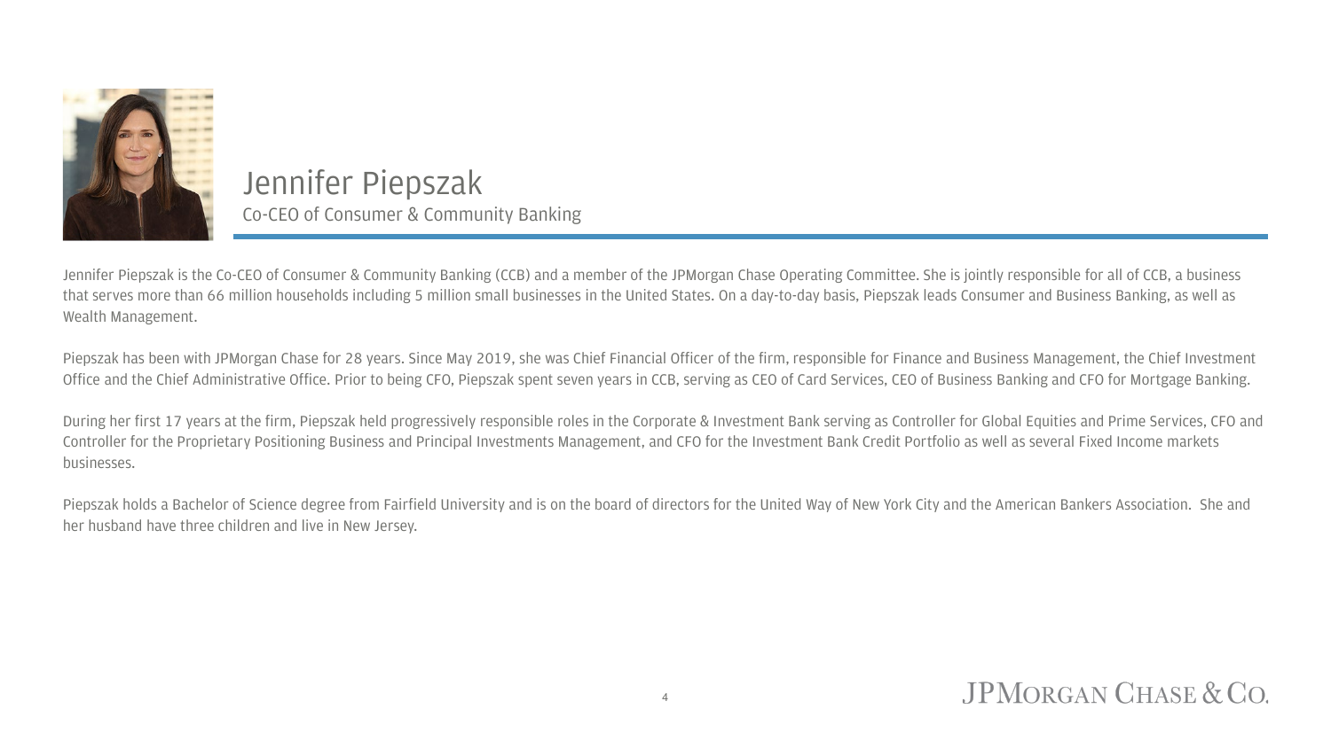# Jennifer Piepszak

Co-CEO of Consumer & Community Banking

Jennifer Piepszak is the Co-CEO of Consumer & Community Banking (CCB) and a member of the JPMorgan Chase Operating Committee. She is jointly responsible for all of CCB, a business that serves more than 66 million households including 5 million small businesses in the United States. On a day-to-day basis, Piepszak leads Consumer and Business Banking, as well as Wealth Management.

Piepszak has been with JPMorgan Chase for 28 years. Since May 2019, she was Chief Financial Officer of the firm, responsible for Finance and Business Management, the Chief Investment Office and the Chief Administrative Office. Prior to being CFO, Piepszak spent seven years in CCB, serving as CEO of Card Services, CEO of Business Banking and CFO for Mortgage Banking.

During her first 17 years at the firm, Piepszak held progressively responsible roles in the Corporate & Investment Bank serving as Controller for Global Equities and Prime Services, CFO and Controller for the Proprietary Positioning Business and Principal Investments Management, and CFO for the Investment Bank Credit Portfolio as well as several Fixed Income markets businesses.

Piepszak holds a Bachelor of Science degree from Fairfield University and is on the board of directors for the United Way of New York City and the American Bankers Association. She and her husband have three children and live in New Jersey.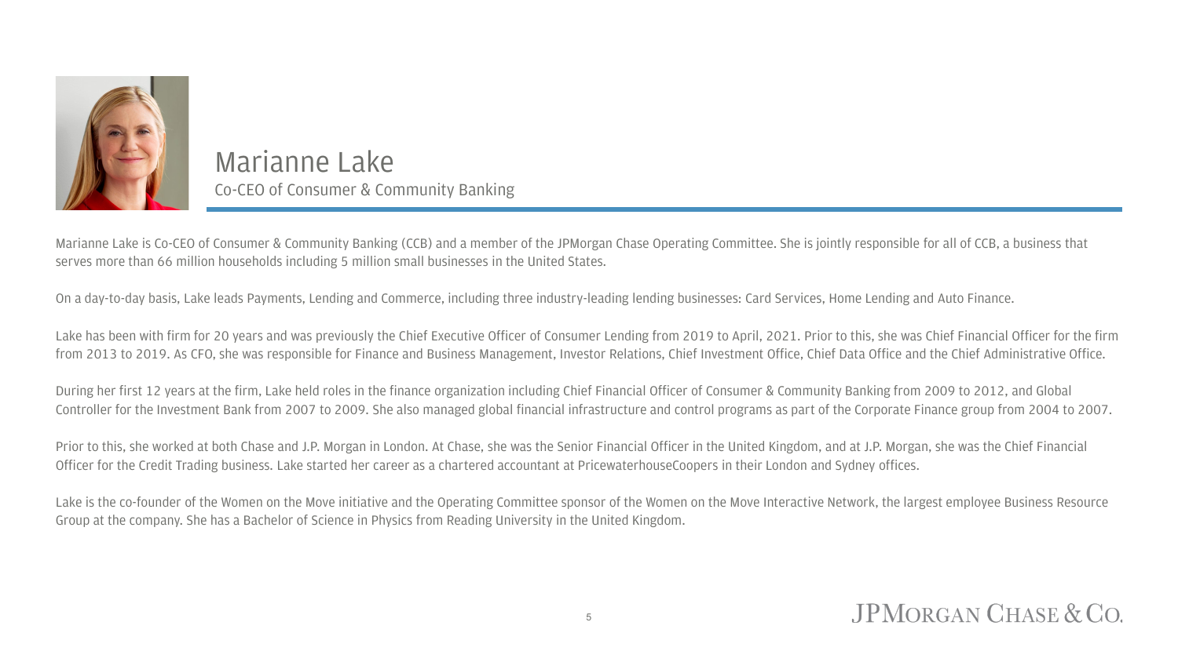# Marianne Lake

Co-CEO of Consumer & Community Banking

Marianne Lake is Co-CEO of Consumer & Community Banking (CCB) and a member of the JPMorgan Chase Operating Committee. She is jointly responsible for all of CCB, a business that serves more than 66 million households including 5 million small businesses in the United States.

On a day-to-day basis, Lake leads Payments, Lending and Commerce, including three industry-leading lending businesses: Card Services, Home Lending and Auto Finance.

Lake has been with firm for 20 years and was previously the Chief Executive Officer of Consumer Lending from 2019 to April, 2021. Prior to this, she was Chief Financial Officer for the firm from 2013 to 2019. As CFO, she was responsible for Finance and Business Management, Investor Relations, Chief Investment Office, Chief Data Office and the Chief Administrative Office.

During her first 12 years at the firm, Lake held roles in the finance organization including Chief Financial Officer of Consumer & Community Banking from 2009 to 2012, and Global Controller for the Investment Bank from 2007 to 2009. She also managed global financial infrastructure and control programs as part of the Corporate Finance group from 2004 to 2007.

Prior to this, she worked at both Chase and J.P. Morgan in London. At Chase, she was the Senior Financial Officer in the United Kingdom, and at J.P. Morgan, she was the Chief Financial Officer for the Credit Trading business. Lake started her career as a chartered accountant at PricewaterhouseCoopers in their London and Sydney offices.

Lake is the co-founder of the Women on the Move initiative and the Operating Committee sponsor of the Women on the Move Interactive Network, the largest employee Business Resource Group at the company. She has a Bachelor of Science in Physics from Reading University in the United Kingdom.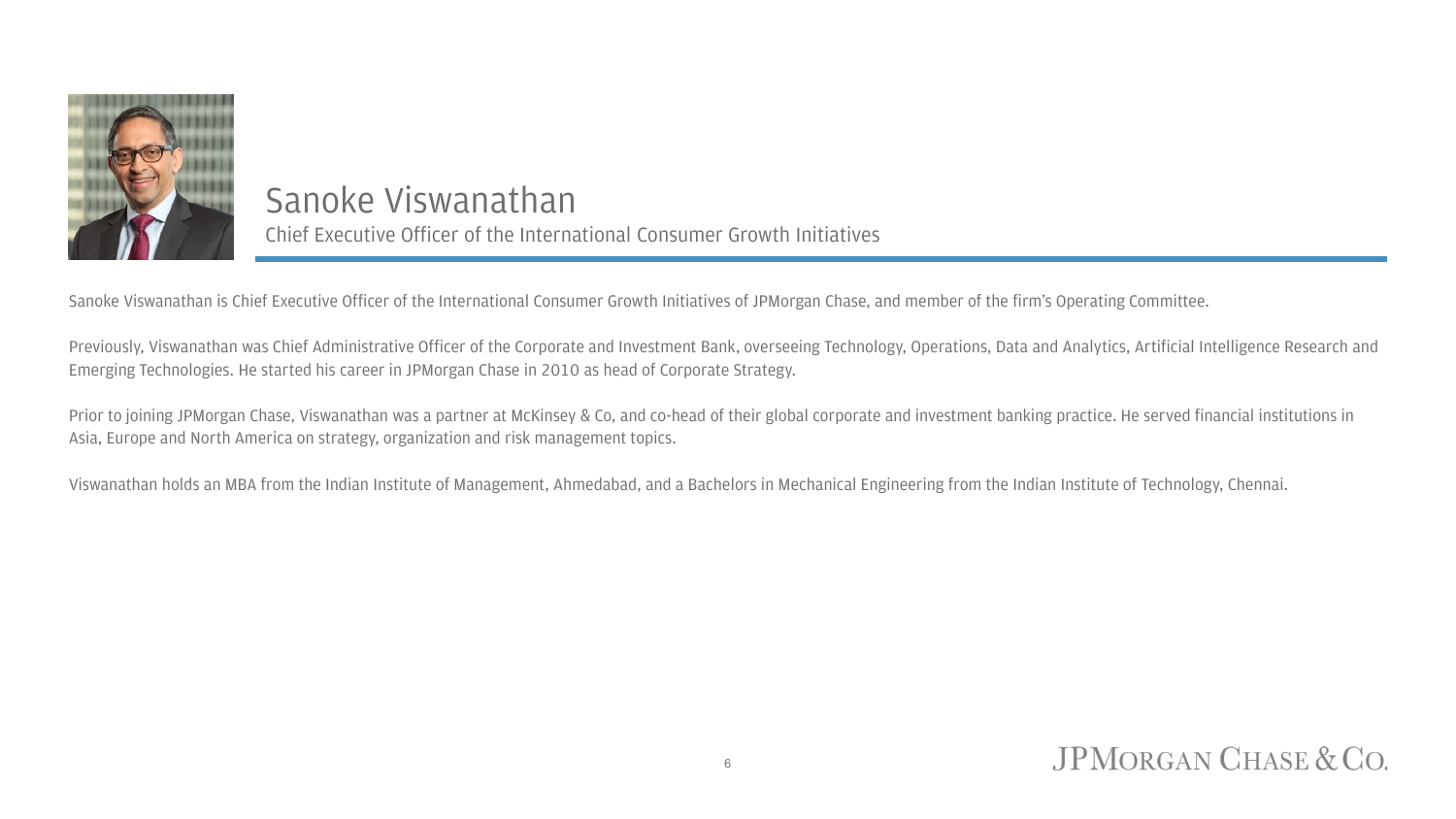# Sanoke Viswanathan

## Chief Executive Officer of the International Consumer Growth Initiatives

Sanoke Viswanathan is Chief Executive Officer of the International Consumer Growth Initiatives of JPMorgan Chase, and member of the firm's Operating Committee.

Previously, Viswanathan was Chief Administrative Officer of the Corporate and Investment Bank, overseeing Technology, Operations, Data and Analytics, Artificial Intelligence Research and Emerging Technologies. He started his career in JPMorgan Chase in 2010 as head of Corporate Strategy.

Prior to joining JPMorgan Chase, Viswanathan was a partner at McKinsey & Co, and co-head of their global corporate and investment banking practice. He served financial institutions in Asia, Europe and North America on strategy, organization and risk management topics.

Viswanathan holds an MBA from the Indian Institute of Management, Ahmedabad, and a Bachelors in Mechanical Engineering from the Indian Institute of Technology, Chennai.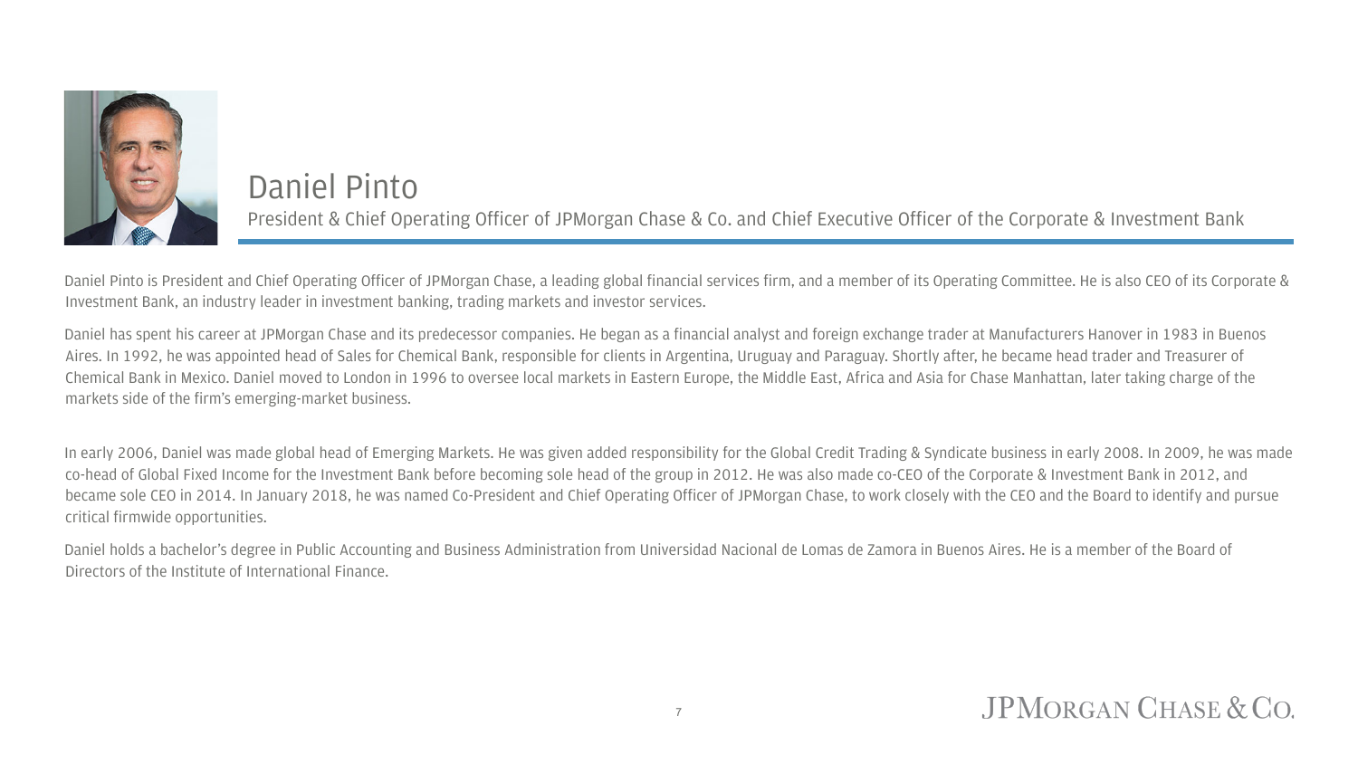# Daniel Pinto

President & Chief Operating Officer of JPMorgan Chase & Co. and Chief Executive Officer of the Corporate & Investment Bank

Daniel Pinto is President and Chief Operating Officer of JPMorgan Chase, a leading global financial services firm, and a member of its Operating Committee. He is also CEO of its Corporate & Investment Bank, an industry leader in investment banking, trading markets and investor services.

Daniel has spent his career at JPMorgan Chase and its predecessor companies. He began as a financial analyst and foreign exchange trader at Manufacturers Hanover in 1983 in Buenos Aires. In 1992, he was appointed head of Sales for Chemical Bank, responsible for clients in Argentina, Uruguay and Paraguay. Shortly after, he became head trader and Treasurer of Chemical Bank in Mexico. Daniel moved to London in 1996 to oversee local markets in Eastern Europe, the Middle East, Africa and Asia for Chase Manhattan, later taking charge of the markets side of the firm's emerging-market business.

In early 2006, Daniel was made global head of Emerging Markets. He was given added responsibility for the Global Credit Trading & Syndicate business in early 2008. In 2009, he was made co-head of Global Fixed Income for the Investment Bank before becoming sole head of the group in 2012. He was also made co-CEO of the Corporate & Investment Bank in 2012, and became sole CEO in 2014. In January 2018, he was named Co-President and Chief Operating Officer of JPMorgan Chase, to work closely with the CEO and the Board to identify and pursue critical firmwide opportunities.

Daniel holds a bachelor's degree in Public Accounting and Business Administration from Universidad Nacional de Lomas de Zamora in Buenos Aires. He is a member of the Board of Directors of the Institute of International Finance.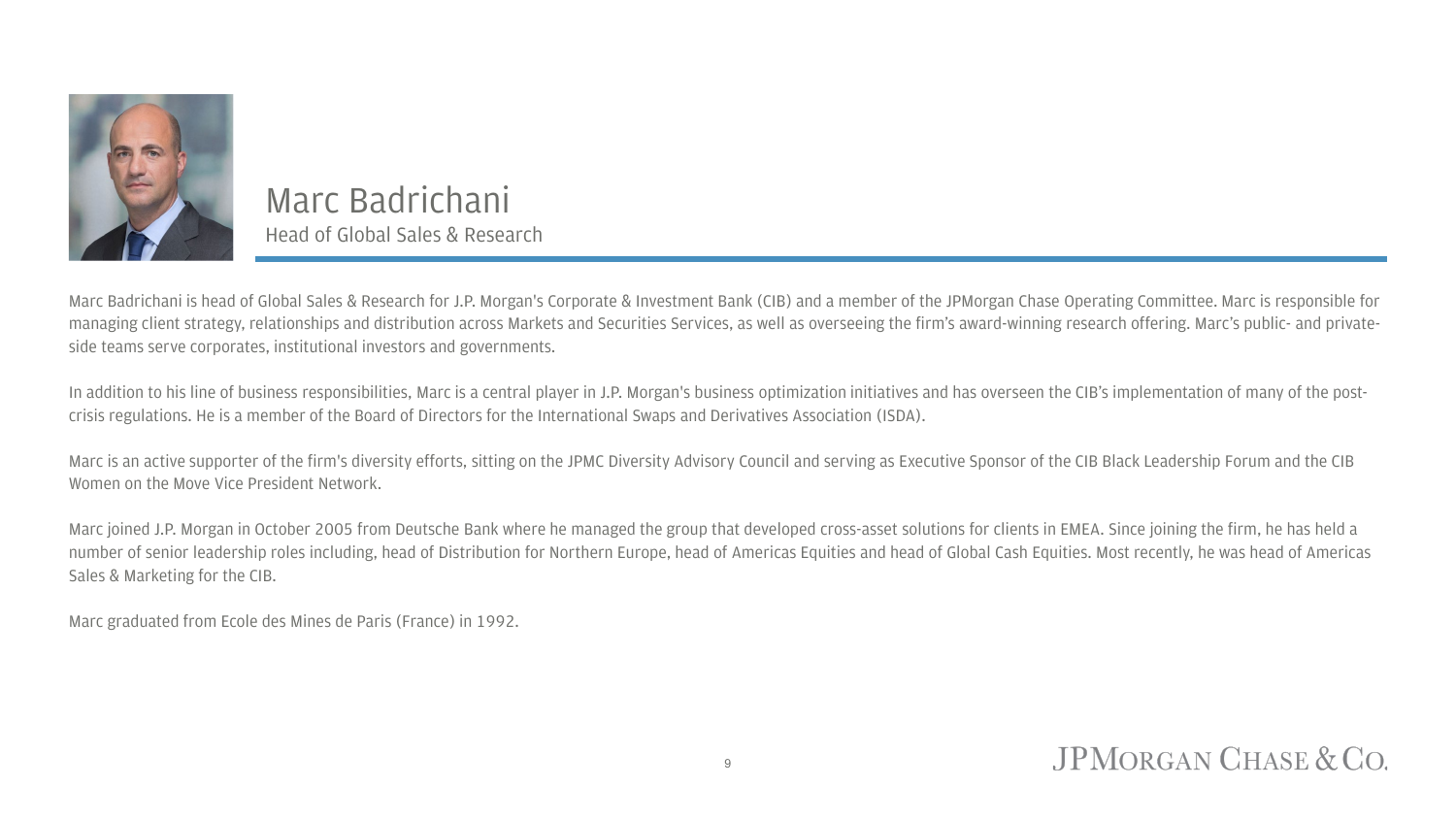# Marc Badrichani

Head of Global Sales & Research

Marc Badrichani is head of Global Sales & Research for J.P. Morgan's Corporate & Investment Bank (CIB) and a member of the JPMorgan Chase Operating Committee. Marc is responsible for managing client strategy, relationships and distribution across Markets and Securities Services, as well as overseeing the firm's award-winning research offering. Marc's public- and private-side teams serve corporates, institutional investors and governments.

In addition to his line of business responsibilities, Marc is a central player in J.P. Morgan's business optimization initiatives and has overseen the CIB's implementation of many of the post-crisis regulations. He is a member of the Board of Directors for the International Swaps and Derivatives Association (ISDA).

Marc is an active supporter of the firm's diversity efforts, sitting on the JPMC Diversity Advisory Council and serving as Executive Sponsor of the CIB Black Leadership Forum and the CIB Women on the Move Vice President Network.

Marc joined J.P. Morgan in October 2005 from Deutsche Bank where he managed the group that developed cross-asset solutions for clients in EMEA. Since joining the firm, he has held a number of senior leadership roles including, head of Distribution for Northern Europe, head of Americas Equities and head of Global Cash Equities. Most recently, he was head of Americas Sales & Marketing for the CIB.

Marc graduated from Ecole des Mines de Paris (France) in 1992.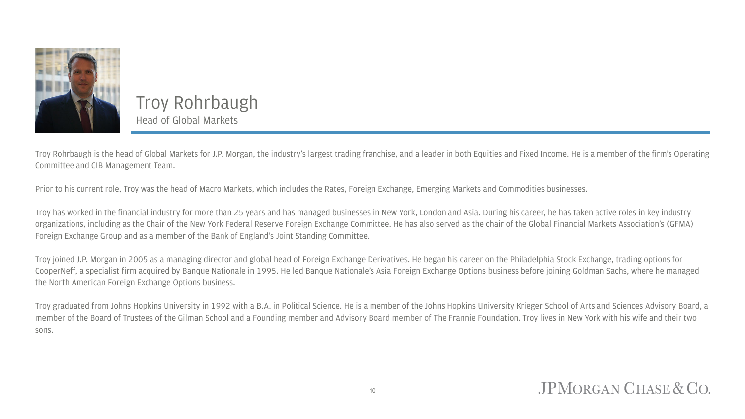# Troy Rohrbaugh

Head of Global Markets

Troy Rohrbaugh is the head of Global Markets for J.P. Morgan, the industry's largest trading franchise, and a leader in both Equities and Fixed Income. He is a member of the firm's Operating Committee and CIB Management Team.

Prior to his current role, Troy was the head of Macro Markets, which includes the Rates, Foreign Exchange, Emerging Markets and Commodities businesses.

Troy has worked in the financial industry for more than 25 years and has managed businesses in New York, London and Asia. During his career, he has taken active roles in key industry organizations, including as the Chair of the New York Federal Reserve Foreign Exchange Committee. He has also served as the chair of the Global Financial Markets Association's (GFMA) Foreign Exchange Group and as a member of the Bank of England's Joint Standing Committee.

Troy joined J.P. Morgan in 2005 as a managing director and global head of Foreign Exchange Derivatives. He began his career on the Philadelphia Stock Exchange, trading options for CooperNeff, a specialist firm acquired by Banque Nationale in 1995. He led Banque Nationale's Asia Foreign Exchange Options business before joining Goldman Sachs, where he managed the North American Foreign Exchange Options business.

Troy graduated from Johns Hopkins University in 1992 with a B.A. in Political Science. He is a member of the Johns Hopkins University Krieger School of Arts and Sciences Advisory Board, a member of the Board of Trustees of the Gilman School and a Founding member and Advisory Board member of The Frannie Foundation. Troy lives in New York with his wife and their two sons.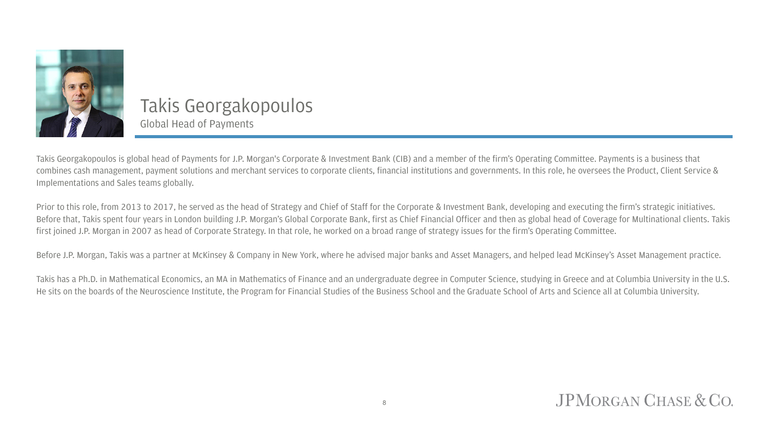# Takis Georgakopoulos

Global Head of Payments

Takis Georgakopoulos is global head of Payments for J.P. Morgan's Corporate & Investment Bank (CIB) and a member of the firm's Operating Committee. Payments is a business that combines cash management, payment solutions and merchant services to corporate clients, financial institutions and governments. In this role, he oversees the Product, Client Service & Implementations and Sales teams globally.

Prior to this role, from 2013 to 2017, he served as the head of Strategy and Chief of Staff for the Corporate & Investment Bank, developing and executing the firm's strategic initiatives. Before that, Takis spent four years in London building J.P. Morgan's Global Corporate Bank, first as Chief Financial Officer and then as global head of Coverage for Multinational clients. Takis first joined J.P. Morgan in 2007 as head of Corporate Strategy. In that role, he worked on a broad range of strategy issues for the firm's Operating Committee.

Before J.P. Morgan, Takis was a partner at McKinsey & Company in New York, where he advised major banks and Asset Managers, and helped lead McKinsey's Asset Management practice.

Takis has a Ph.D. in Mathematical Economics, an MA in Mathematics of Finance and an undergraduate degree in Computer Science, studying in Greece and at Columbia University in the U.S. He sits on the boards of the Neuroscience Institute, the Program for Financial Studies of the Business School and the Graduate School of Arts and Science all at Columbia University.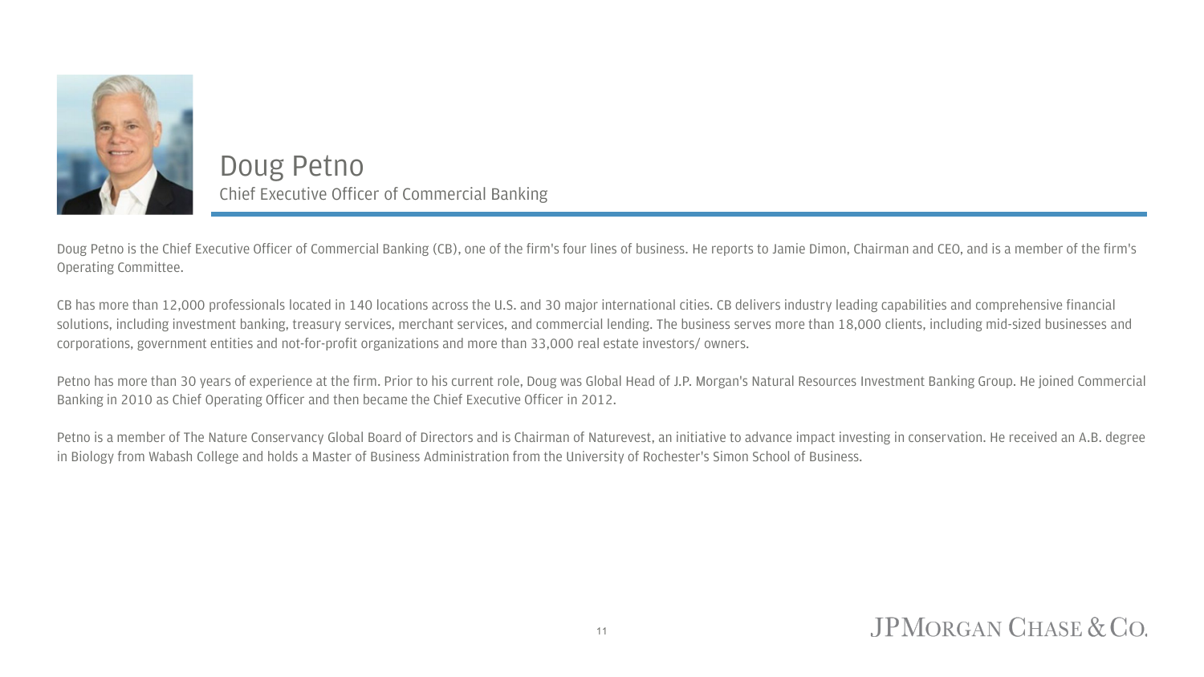# Doug Petno

Chief Executive Officer of Commercial Banking

Doug Petno is the Chief Executive Officer of Commercial Banking (CB), one of the firm's four lines of business. He reports to Jamie Dimon, Chairman and CEO, and is a member of the firm's Operating Committee.

CB has more than 12,000 professionals located in 140 locations across the U.S. and 30 major international cities. CB delivers industry leading capabilities and comprehensive financial solutions, including investment banking, treasury services, merchant services, and commercial lending. The business serves more than 18,000 clients, including mid-sized businesses and corporations, government entities and not-for-profit organizations and more than 33,000 real estate investors/ owners.

Petno has more than 30 years of experience at the firm. Prior to his current role, Doug was Global Head of J.P. Morgan's Natural Resources Investment Banking Group. He joined Commercial Banking in 2010 as Chief Operating Officer and then became the Chief Executive Officer in 2012.

Petno is a member of The Nature Conservancy Global Board of Directors and is Chairman of Naturevest, an initiative to advance impact investing in conservation. He received an A.B. degree in Biology from Wabash College and holds a Master of Business Administration from the University of Rochester's Simon School of Business.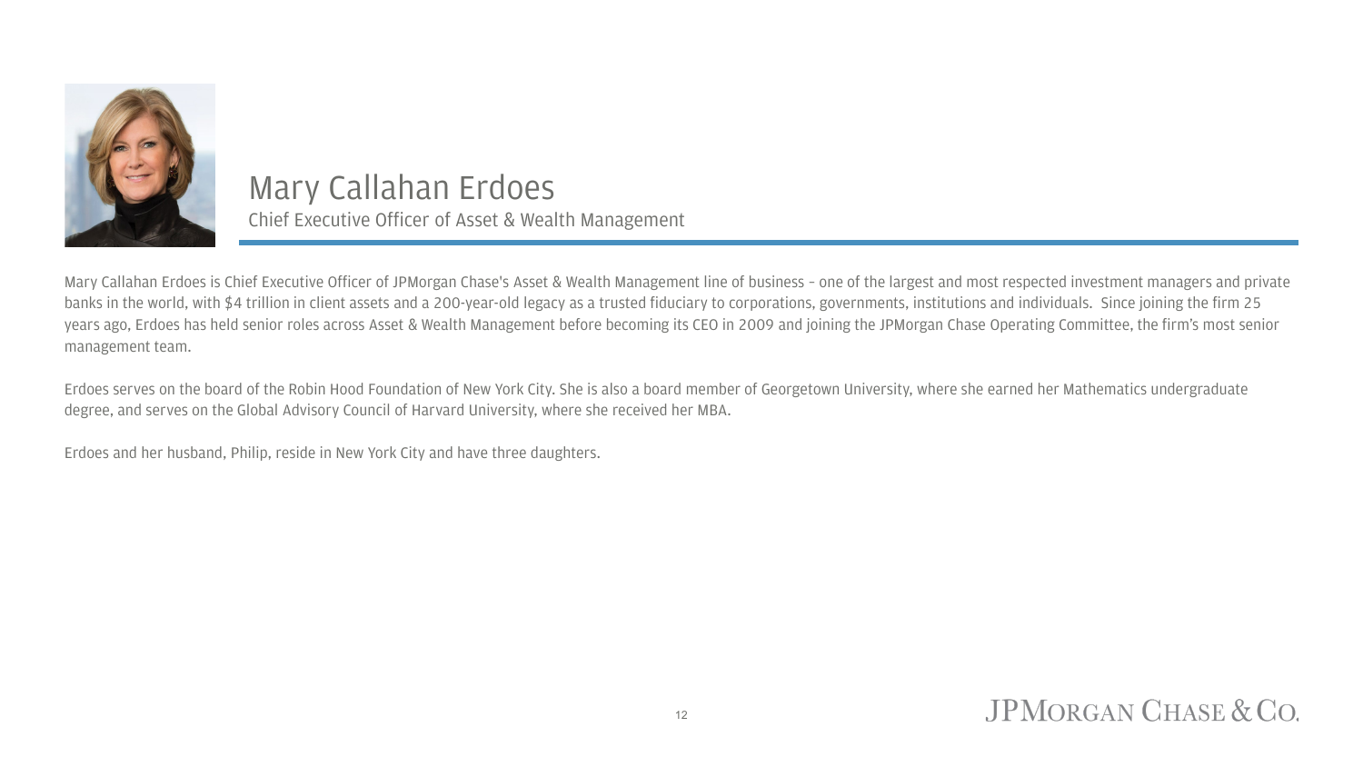# Mary Callahan Erdoes

Chief Executive Officer of Asset & Wealth Management

Mary Callahan Erdoes is Chief Executive Officer of JPMorgan Chase's Asset & Wealth Management line of business – one of the largest and most respected investment managers and private banks in the world, with $4 trillion in client assets and a 200-year-old legacy as a trusted fiduciary to corporations, governments, institutions and individuals. Since joining the firm 25 years ago, Erdoes has held senior roles across Asset & Wealth Management before becoming its CEO in 2009 and joining the JPMorgan Chase Operating Committee, the firm's most senior management team.

Erdoes serves on the board of the Robin Hood Foundation of New York City. She is also a board member of Georgetown University, where she earned her Mathematics undergraduate degree, and serves on the Global Advisory Council of Harvard University, where she received her MBA.

Erdoes and her husband, Philip, reside in New York City and have three daughters.